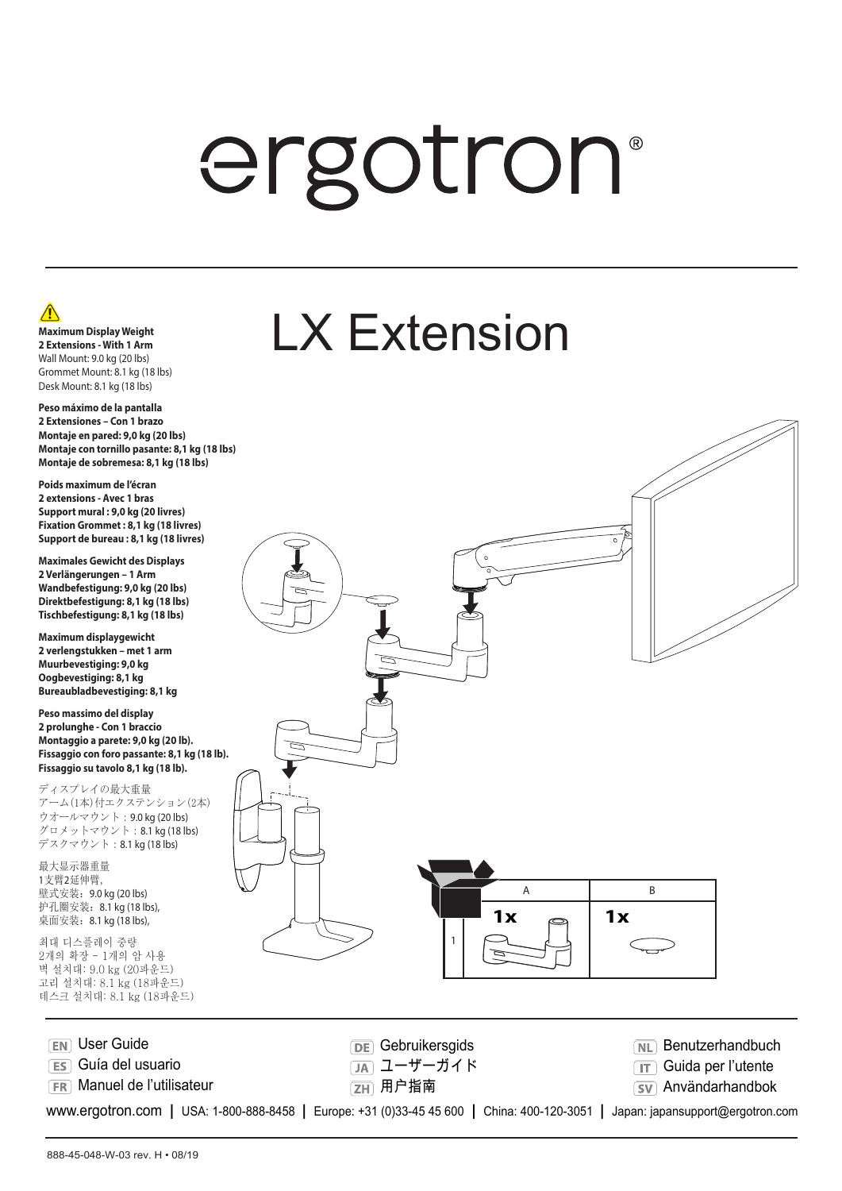# ergotron®

# LX Extension

⚠

**Maximum Display Weight**
**2 Extensions - With 1 Arm**
Wall Mount: 9.0 kg (20 lbs)
Grommet Mount: 8.1 kg (18 lbs)
Desk Mount: 8.1 kg (18 lbs)

**Peso máximo de la pantalla**
**2 Extensiones – Con 1 brazo**
**Montaje en pared: 9,0 kg (20 lbs)**
**Montaje con tornillo pasante: 8,1 kg (18 lbs)**
**Montaje de sobremesa: 8,1 kg (18 lbs)**

**Poids maximum de l'écran**
**2 extensions - Avec 1 bras**
**Support mural : 9,0 kg (20 livres)**
**Fixation Grommet : 8,1 kg (18 livres)**
**Support de bureau : 8,1 kg (18 livres)**

**Maximales Gewicht des Displays**
**2 Verlängerungen – 1 Arm**
**Wandbefestigung: 9,0 kg (20 lbs)**
**Direktbefestigung: 8,1 kg (18 lbs)**
**Tischbefestigung: 8,1 kg (18 lbs)**

**Maximum displaygewicht**
**2 verlengstukken – met 1 arm**
**Muurbevestiging: 9,0 kg**
**Oogbevestiging: 8,1 kg**
**Bureaubladbevestiging: 8,1 kg**

**Peso massimo del display**
**2 prolunghe - Con 1 braccio**
**Montaggio a parete: 9,0 kg (20 lb).**
**Fissaggio con foro passante: 8,1 kg (18 lb).**
**Fissaggio su tavolo 8,1 kg (18 lb).**

ディスプレイの最大重量
アーム(1本)付エクステンション(2本)
ウオールマウント：9.0 kg (20 lbs)
グロメットマウント：8.1 kg (18 lbs)
デスクマウント：8.1 kg (18 lbs)

最大显示器重量
1支臂2延伸臂,
壁式安装：9.0 kg (20 lbs)
护孔圈安装：8.1 kg (18 lbs),
桌面安装：8.1 kg (18 lbs),

최대 디스플레이 중량
2개의 확장 - 1개의 암 사용
벽 설치대: 9.0 kg (20파운드)
고리 설치대: 8.1 kg (18파운드)
데스크 설치대: 8.1 kg (18파운드)

| | A | B |
|---|---|---|
| 1 | 1x | 1x |

EN User Guide
ES Guía del usuario
FR Manuel de l'utilisateur
DE Gebruikersgids
JA ユーザーガイド
ZH 用户指南
NL Benutzerhandbuch
IT Guida per l'utente
SV Användarhandbok

www.ergotron.com | USA: 1-800-888-8458 | Europe: +31 (0)33-45 45 600 | China: 400-120-3051 | Japan: japansupport@ergotron.com

888-45-048-W-03 rev. H • 08/19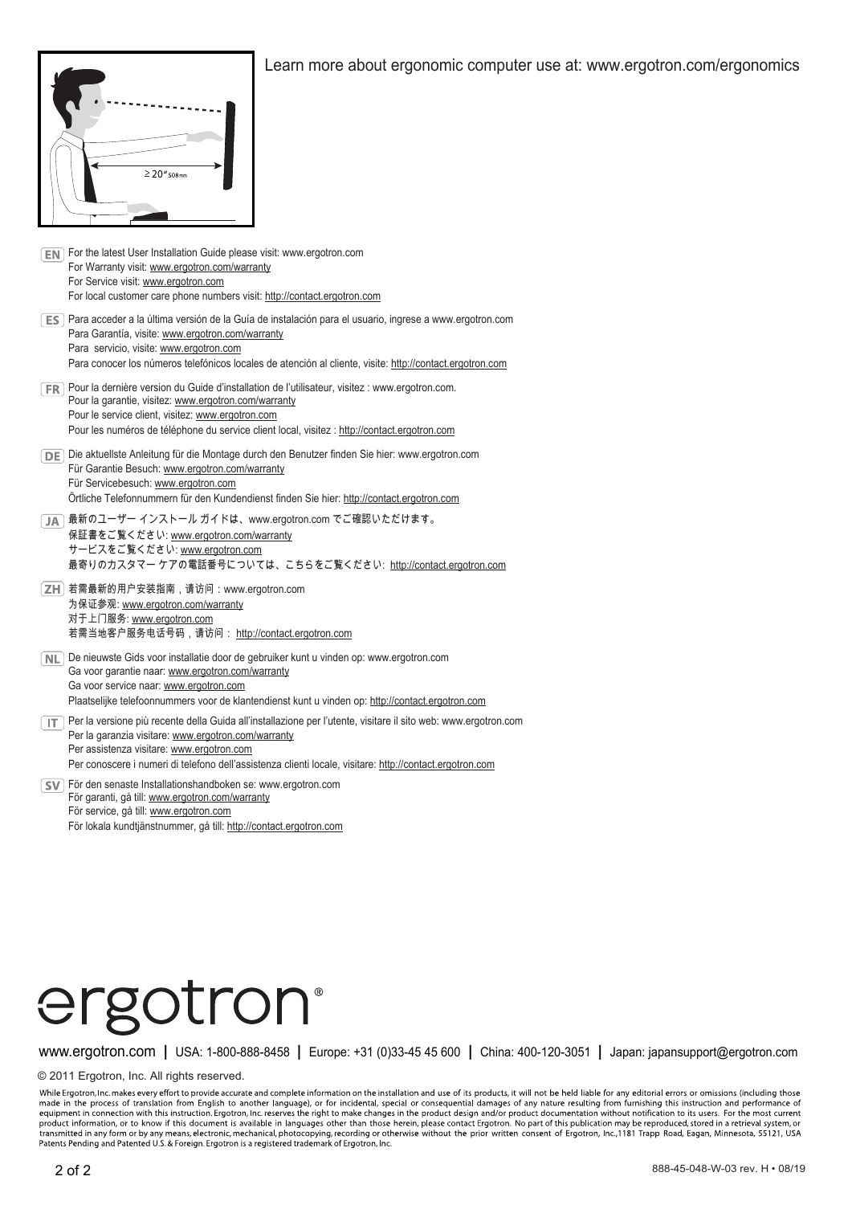Learn more about ergonomic computer use at: www.ergotron.com/ergonomics

≥ 20" 508mm

**EN** For the latest User Installation Guide please visit: www.ergotron.com
For Warranty visit: www.ergotron.com/warranty
For Service visit: www.ergotron.com
For local customer care phone numbers visit: http://contact.ergotron.com

**ES** Para acceder a la última versión de la Guía de instalación para el usuario, ingrese a www.ergotron.com
Para Garantía, visite: www.ergotron.com/warranty
Para servicio, visite: www.ergotron.com
Para conocer los números telefónicos locales de atención al cliente, visite: http://contact.ergotron.com

**FR** Pour la dernière version du Guide d'installation de l'utilisateur, visitez : www.ergotron.com.
Pour la garantie, visitez: www.ergotron.com/warranty
Pour le service client, visitez: www.ergotron.com
Pour les numéros de téléphone du service client local, visitez : http://contact.ergotron.com

**DE** Die aktuellste Anleitung für die Montage durch den Benutzer finden Sie hier: www.ergotron.com
Für Garantie Besuch: www.ergotron.com/warranty
Für Servicebesuch: www.ergotron.com
Örtliche Telefonnummern für den Kundendienst finden Sie hier: http://contact.ergotron.com

**JA** 最新のユーザー インストール ガイドは、www.ergotron.com でご確認いただけます。
保証書をご覧ください: www.ergotron.com/warranty
サービスをご覧ください: www.ergotron.com
最寄りのカスタマー ケアの電話番号については、こちらをご覧ください: http://contact.ergotron.com

**ZH** 若需最新的用户安装指南，请访问：www.ergotron.com
为保证参观: www.ergotron.com/warranty
对于上门服务: www.ergotron.com
若需当地客户服务电话号码，请访问： http://contact.ergotron.com

**NL** De nieuwste Gids voor installatie door de gebruiker kunt u vinden op: www.ergotron.com
Ga voor garantie naar: www.ergotron.com/warranty
Ga voor service naar: www.ergotron.com
Plaatselijke telefoonnummers voor de klantendienst kunt u vinden op: http://contact.ergotron.com

**IT** Per la versione più recente della Guida all'installazione per l'utente, visitare il sito web: www.ergotron.com
Per la garanzia visitare: www.ergotron.com/warranty
Per assistenza visitare: www.ergotron.com
Per conoscere i numeri di telefono dell'assistenza clienti locale, visitare: http://contact.ergotron.com

**SV** För den senaste Installationshandboken se: www.ergotron.com
För garanti, gå till: www.ergotron.com/warranty
För service, gå till: www.ergotron.com
För lokala kundtjänstnummer, gå till: http://contact.ergotron.com

# ergotron®

www.ergotron.com | USA: 1-800-888-8458 | Europe: +31 (0)33-45 45 600 | China: 400-120-3051 | Japan: japansupport@ergotron.com

© 2011 Ergotron, Inc. All rights reserved.

While Ergotron, Inc. makes every effort to provide accurate and complete information on the installation and use of its products, it will not be held liable for any editorial errors or omissions (including those made in the process of translation from English to another language), or for incidental, special or consequential damages of any nature resulting from furnishing this instruction and performance of equipment in connection with this instruction. Ergotron, Inc. reserves the right to make changes in the product design and/or product documentation without notification to its users. For the most current product information, or to know if this document is available in languages other than those herein, please contact Ergotron. No part of this publication may be reproduced, stored in a retrieval system, or transmitted in any form or by any means, electronic, mechanical, photocopying, recording or otherwise without the prior written consent of Ergotron, Inc.,1181 Trapp Road, Eagan, Minnesota, 55121, USA Patents Pending and Patented U.S. & Foreign. Ergotron is a registered trademark of Ergotron, Inc.

888-45-048-W-03 rev. H • 08/19